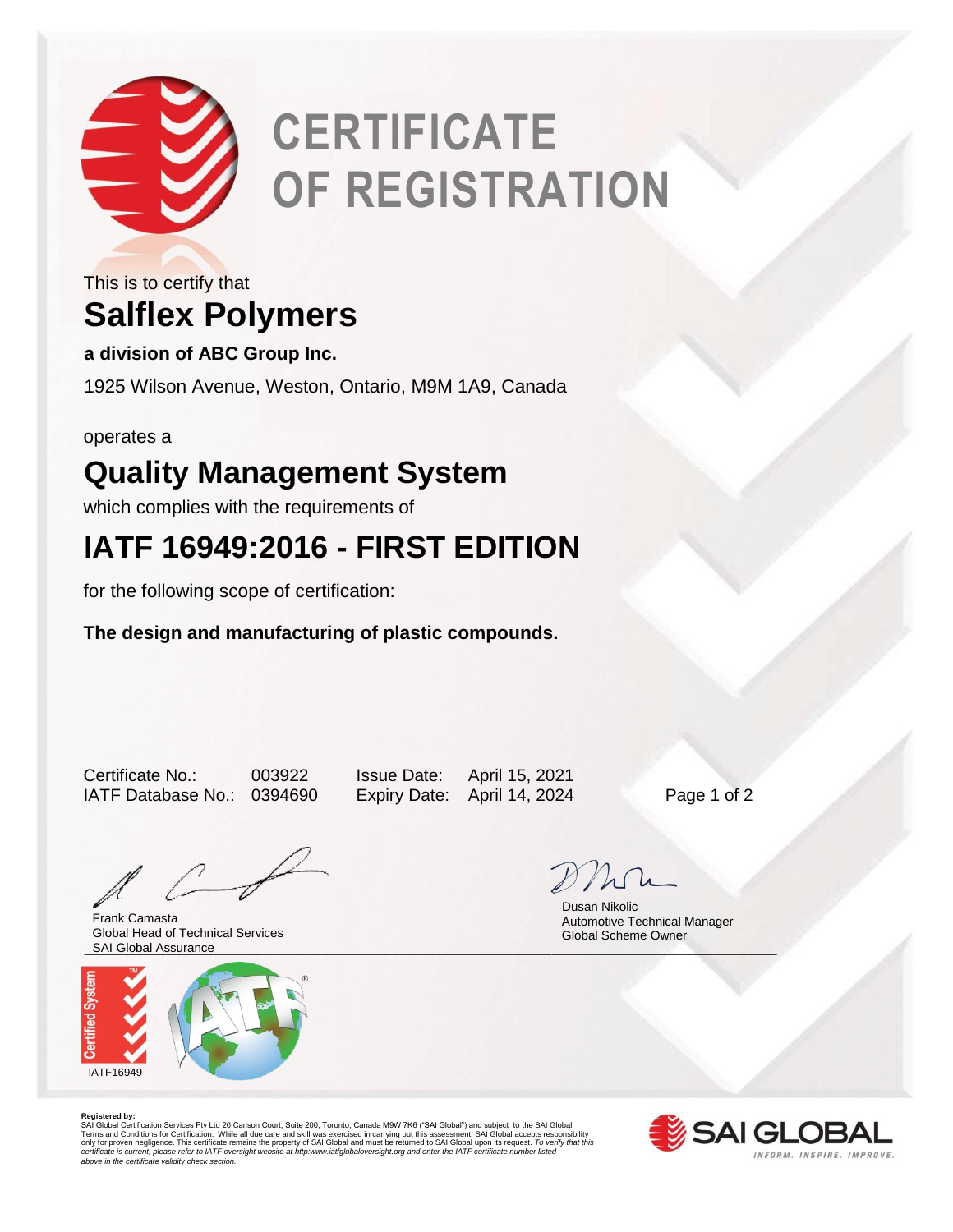# CERTIFICATE OF REGISTRATION

This is to certify that

## Salflex Polymers

**a division of ABC Group Inc.**

1925 Wilson Avenue, Weston, Ontario, M9M 1A9, Canada

operates a

## Quality Management System

which complies with the requirements of

## IATF 16949:2016 - FIRST EDITION

for the following scope of certification:

**The design and manufacturing of plastic compounds.**

Certificate No.: 003922 Issue Date: April 15, 2021

IATF Database No.: 0394690 Expiry Date: April 14, 2024

Frank Camasta
Global Head of Technical Services
SAI Global Assurance

Dusan Nikolic
Automotive Technical Manager
Global Scheme Owner

Certified System

IATF16949

**Registered by:**
SAI Global Certification Services Pty Ltd 20 Carlson Court, Suite 200; Toronto, Canada M9W 7K6 ("SAI Global") and subject to the SAI Global Terms and Conditions for Certification. While all due care and skill was exercised in carrying out this assessment, SAI Global accepts responsibility only for proven negligence. This certificate remains the property of SAI Global and must be returned to SAI Global upon its request. *To verify that this certificate is current, please refer to IATF oversight website at http:www.iatfglobaloversight.org and enter the IATF certificate number listed above in the certificate validity check section.*

SAI GLOBAL
INFORM. INSPIRE. IMPROVE.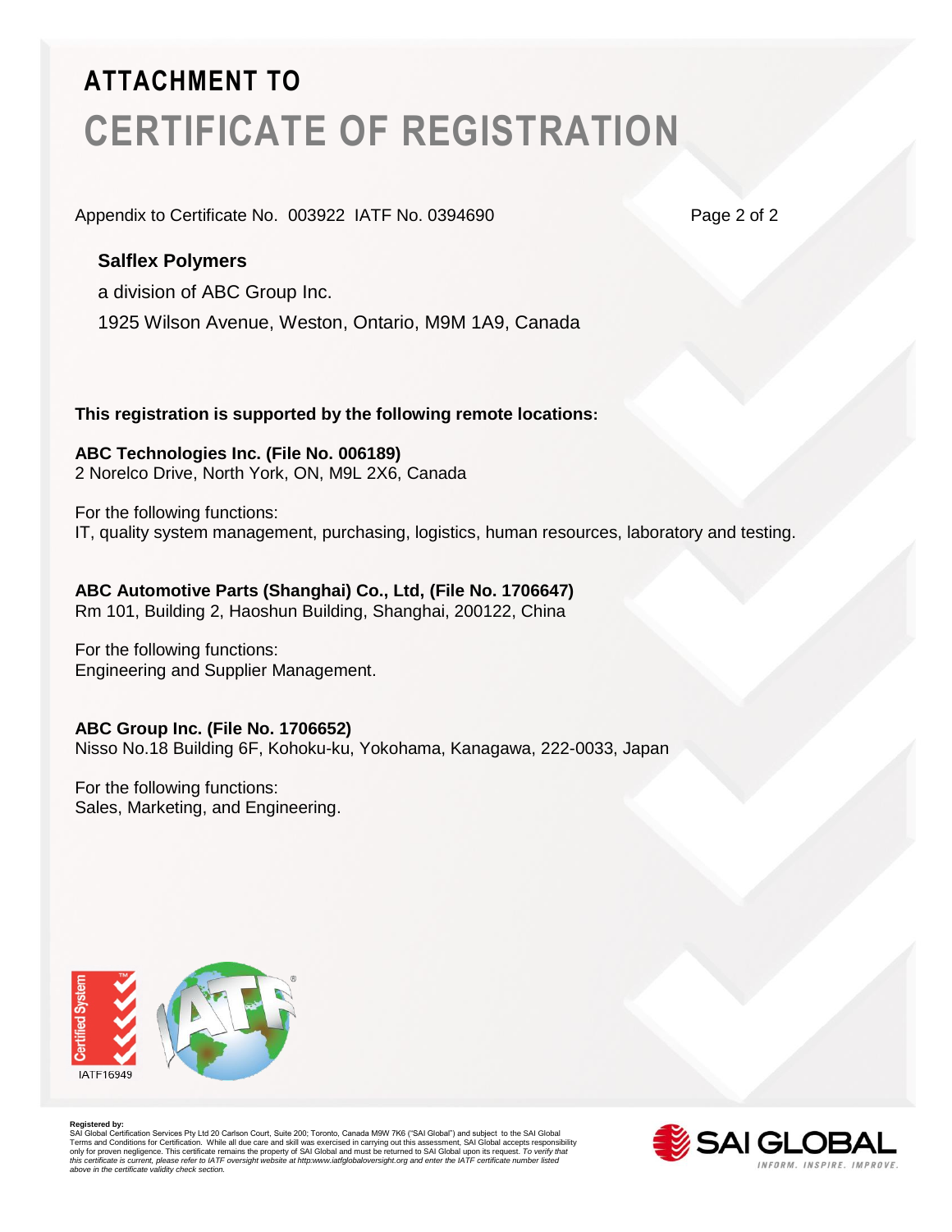# ATTACHMENT TO
# CERTIFICATE OF REGISTRATION

Appendix to Certificate No. 003922 IATF No. 0394690

**Salflex Polymers**

a division of ABC Group Inc.

1925 Wilson Avenue, Weston, Ontario, M9M 1A9, Canada

**This registration is supported by the following remote locations:**

**ABC Technologies Inc. (File No. 006189)**
2 Norelco Drive, North York, ON, M9L 2X6, Canada

For the following functions:
IT, quality system management, purchasing, logistics, human resources, laboratory and testing.

**ABC Automotive Parts (Shanghai) Co., Ltd, (File No. 1706647)**
Rm 101, Building 2, Haoshun Building, Shanghai, 200122, China

For the following functions:
Engineering and Supplier Management.

**ABC Group Inc. (File No. 1706652)**
Nisso No.18 Building 6F, Kohoku-ku, Yokohama, Kanagawa, 222-0033, Japan

For the following functions:
Sales, Marketing, and Engineering.

Certified System

IATF16949

**Registered by:**
SAI Global Certification Services Pty Ltd 20 Carlson Court, Suite 200; Toronto, Canada M9W 7K6 ("SAI Global") and subject to the SAI Global Terms and Conditions for Certification. While all due care and skill was exercised in carrying out this assessment, SAI Global accepts responsibility only for proven negligence. This certificate remains the property of SAI Global and must be returned to SAI Global upon its request. *To verify that this certificate is current, please refer to IATF oversight website at http:www.iatfglobaloversight.org and enter the IATF certificate number listed above in the certificate validity check section.*

SAI GLOBAL
INFORM. INSPIRE. IMPROVE.